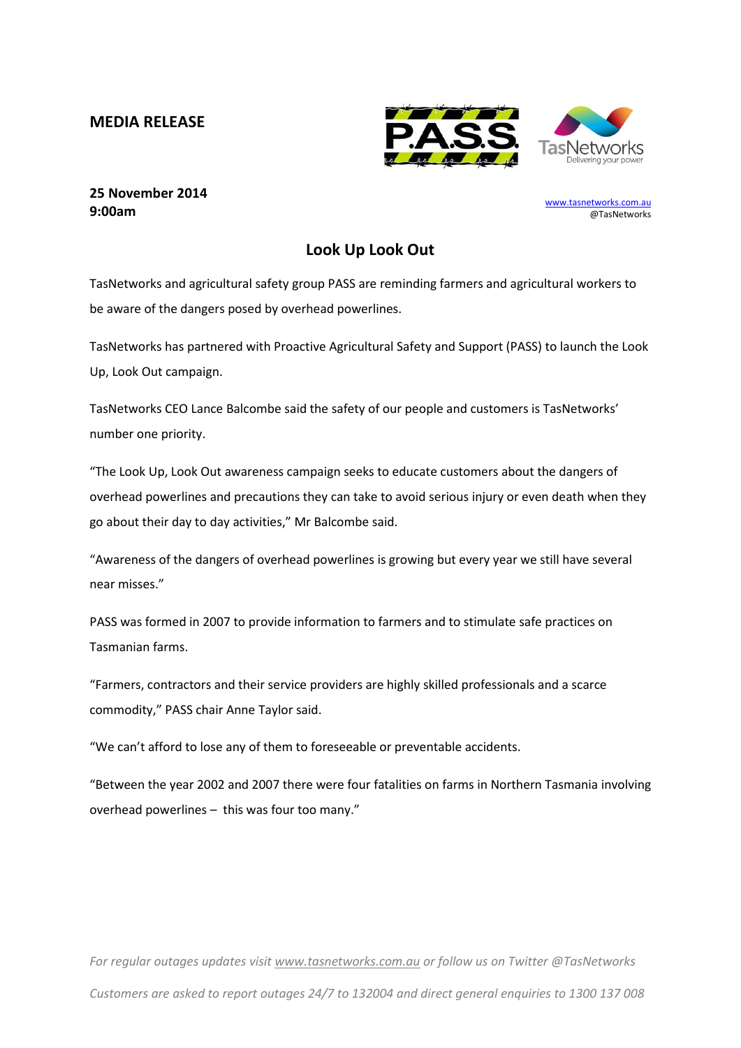**MEDIA RELEASE**

**25 November 2014**
**9:00am**

www.tasnetworks.com.au
@TasNetworks

## Look Up Look Out

TasNetworks and agricultural safety group PASS are reminding farmers and agricultural workers to be aware of the dangers posed by overhead powerlines.

TasNetworks has partnered with Proactive Agricultural Safety and Support (PASS) to launch the Look Up, Look Out campaign.

TasNetworks CEO Lance Balcombe said the safety of our people and customers is TasNetworks' number one priority.

"The Look Up, Look Out awareness campaign seeks to educate customers about the dangers of overhead powerlines and precautions they can take to avoid serious injury or even death when they go about their day to day activities," Mr Balcombe said.

"Awareness of the dangers of overhead powerlines is growing but every year we still have several near misses."

PASS was formed in 2007 to provide information to farmers and to stimulate safe practices on Tasmanian farms.

"Farmers, contractors and their service providers are highly skilled professionals and a scarce commodity," PASS chair Anne Taylor said.

"We can't afford to lose any of them to foreseeable or preventable accidents.

"Between the year 2002 and 2007 there were four fatalities on farms in Northern Tasmania involving overhead powerlines – this was four too many."

*For regular outages updates visit www.tasnetworks.com.au or follow us on Twitter @TasNetworks*

*Customers are asked to report outages 24/7 to 132004 and direct general enquiries to 1300 137 008*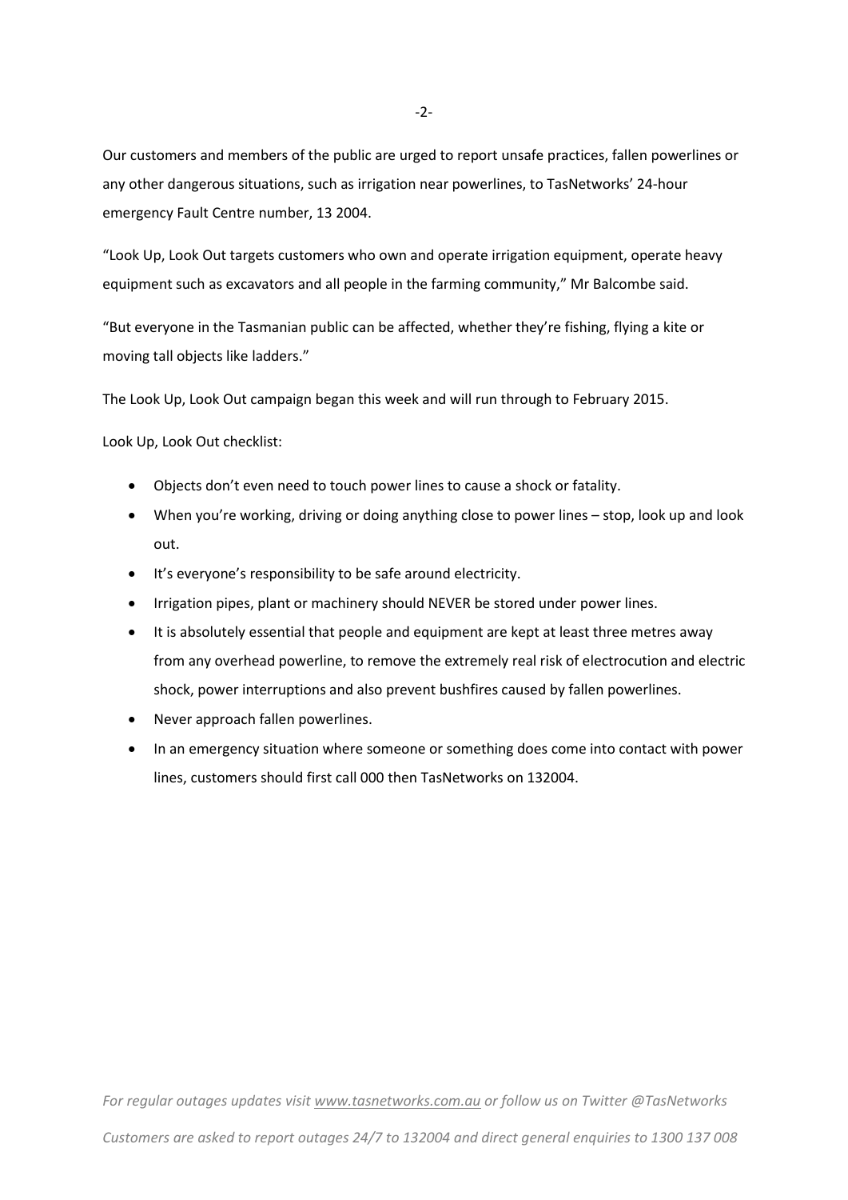Our customers and members of the public are urged to report unsafe practices, fallen powerlines or any other dangerous situations, such as irrigation near powerlines, to TasNetworks' 24-hour emergency Fault Centre number, 13 2004.

"Look Up, Look Out targets customers who own and operate irrigation equipment, operate heavy equipment such as excavators and all people in the farming community," Mr Balcombe said.

"But everyone in the Tasmanian public can be affected, whether they're fishing, flying a kite or moving tall objects like ladders."

The Look Up, Look Out campaign began this week and will run through to February 2015.

Look Up, Look Out checklist:

- Objects don't even need to touch power lines to cause a shock or fatality.
- When you're working, driving or doing anything close to power lines – stop, look up and look out.
- It's everyone's responsibility to be safe around electricity.
- Irrigation pipes, plant or machinery should NEVER be stored under power lines.
- It is absolutely essential that people and equipment are kept at least three metres away from any overhead powerline, to remove the extremely real risk of electrocution and electric shock, power interruptions and also prevent bushfires caused by fallen powerlines.
- Never approach fallen powerlines.
- In an emergency situation where someone or something does come into contact with power lines, customers should first call 000 then TasNetworks on 132004.

*For regular outages updates visit [www.tasnetworks.com.au](http://www.tasnetworks.com.au) or follow us on Twitter @TasNetworks*

*Customers are asked to report outages 24/7 to 132004 and direct general enquiries to 1300 137 008*